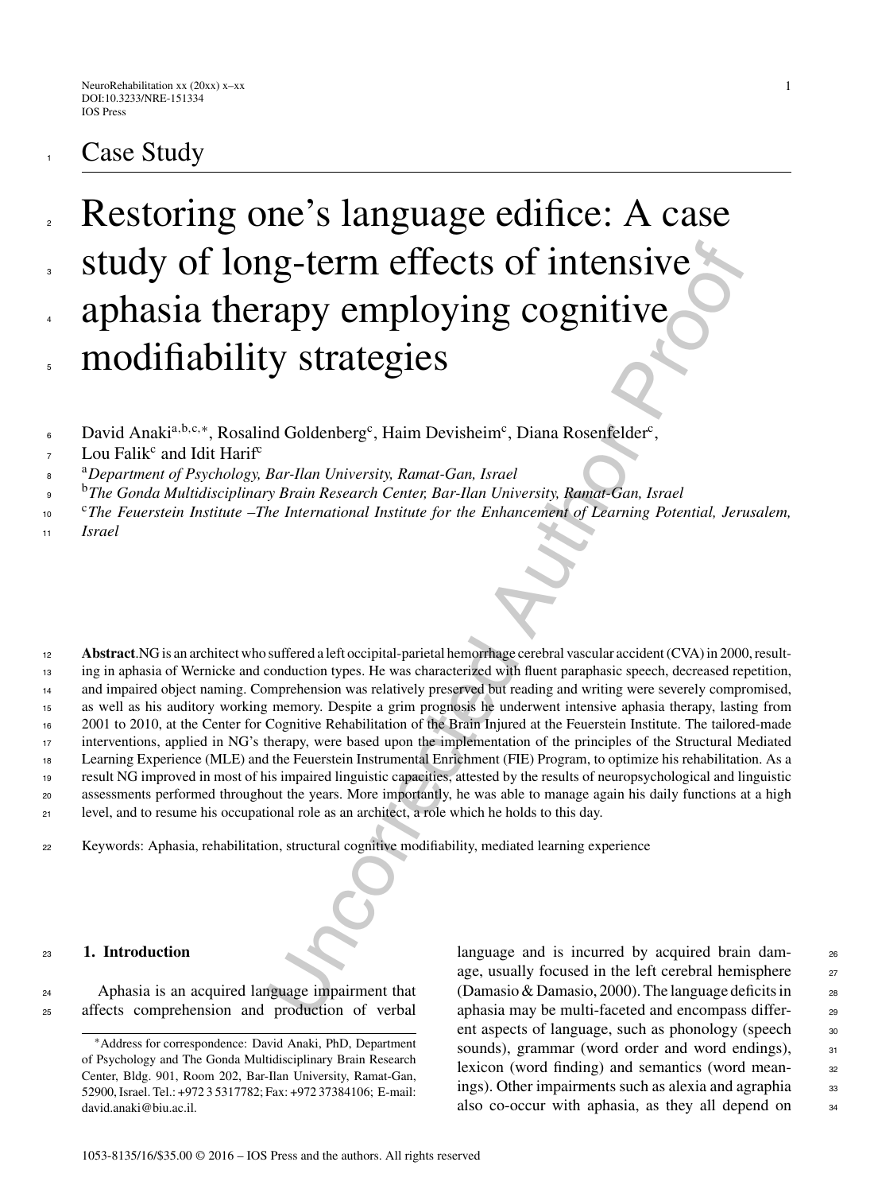Case Study

# Restoring one's language edifice: A case study of long-term effects of intensive aphasia therapy employing cognitive modifiability strategies

David Anaki[a,b,c,*], Rosalind Goldenberg[c], Haim Devisheim[c], Diana Rosenfelder[c], Lou Falik[c] and Idit Harif[c]

[a]*Department of Psychology, Bar-Ilan University, Ramat-Gan, Israel*

[b]*The Gonda Multidisciplinary Brain Research Center, Bar-Ilan University, Ramat-Gan, Israel*

[c]*The Feuerstein Institute –The International Institute for the Enhancement of Learning Potential, Jerusalem, Israel*

**Abstract**. NG is an architect who suffered a left occipital-parietal hemorrhage cerebral vascular accident (CVA) in 2000, resulting in aphasia of Wernicke and conduction types. He was characterized with fluent paraphasic speech, decreased repetition, and impaired object naming. Comprehension was relatively preserved but reading and writing were severely compromised, as well as his auditory working memory. Despite a grim prognosis he underwent intensive aphasia therapy, lasting from 2001 to 2010, at the Center for Cognitive Rehabilitation of the Brain Injured at the Feuerstein Institute. The tailored-made interventions, applied in NG's therapy, were based upon the implementation of the principles of the Structural Mediated Learning Experience (MLE) and the Feuerstein Instrumental Enrichment (FIE) Program, to optimize his rehabilitation. As a result NG improved in most of his impaired linguistic capacities, attested by the results of neuropsychological and linguistic assessments performed throughout the years. More importantly, he was able to manage again his daily functions at a high level, and to resume his occupational role as an architect, a role which he holds to this day.

Keywords: Aphasia, rehabilitation, structural cognitive modifiability, mediated learning experience

## 1. Introduction

Aphasia is an acquired language impairment that affects comprehension and production of verbal language and is incurred by acquired brain damage, usually focused in the left cerebral hemisphere (Damasio & Damasio, 2000). The language deficits in aphasia may be multi-faceted and encompass different aspects of language, such as phonology (speech sounds), grammar (word order and word endings), lexicon (word finding) and semantics (word meanings). Other impairments such as alexia and agraphia also co-occur with aphasia, as they all depend on

*Address for correspondence: David Anaki, PhD, Department of Psychology and The Gonda Multidisciplinary Brain Research Center, Bldg. 901, Room 202, Bar-Ilan University, Ramat-Gan, 52900, Israel. Tel.: +972 3 5317782; Fax: +972 37384106; E-mail: david.anaki@biu.ac.il.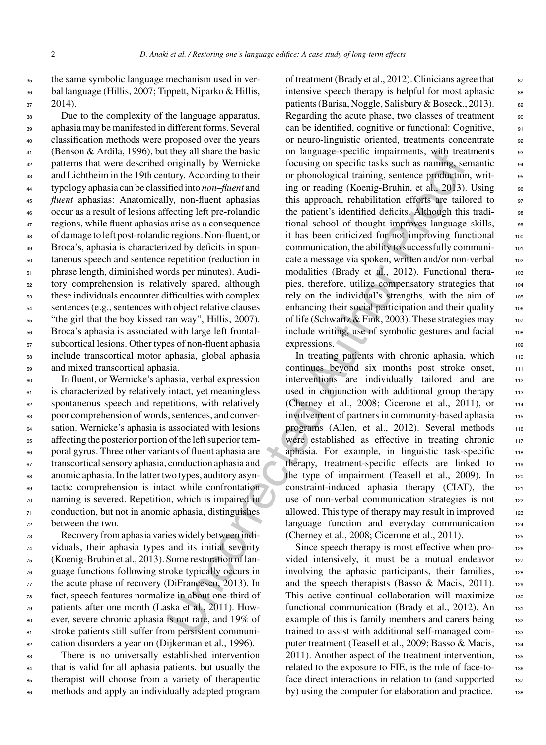the same symbolic language mechanism used in verbal language (Hillis, 2007; Tippett, Niparko & Hillis, 2014).

Due to the complexity of the language apparatus, aphasia may be manifested in different forms. Several classification methods were proposed over the years (Benson & Ardila, 1996), but they all share the basic patterns that were described originally by Wernicke and Lichtheim in the 19th century. According to their typology aphasia can be classified into *non–fluent* and *fluent* aphasias: Anatomically, non-fluent aphasias occur as a result of lesions affecting left pre-rolandic regions, while fluent aphasias arise as a consequence of damage to left post-rolandic regions. Non-fluent, or Broca's, aphasia is characterized by deficits in spontaneous speech and sentence repetition (reduction in phrase length, diminished words per minutes). Auditory comprehension is relatively spared, although these individuals encounter difficulties with complex sentences (e.g., sentences with object relative clauses "the girl that the boy kissed ran way", Hillis, 2007). Broca's aphasia is associated with large left frontal-subcortical lesions. Other types of non-fluent aphasia include transcortical motor aphasia, global aphasia and mixed transcortical aphasia.

In fluent, or Wernicke's aphasia, verbal expression is characterized by relatively intact, yet meaningless spontaneous speech and repetitions, with relatively poor comprehension of words, sentences, and conversation. Wernicke's aphasia is associated with lesions affecting the posterior portion of the left superior temporal gyrus. Three other variants of fluent aphasia are transcortical sensory aphasia, conduction aphasia and anomic aphasia. In the latter two types, auditory asyntactic comprehension is intact while confrontation naming is severed. Repetition, which is impaired in conduction, but not in anomic aphasia, distinguishes between the two.

Recovery from aphasia varies widely between individuals, their aphasia types and its initial severity (Koenig-Bruhin et al., 2013). Some restoration of language functions following stroke typically occurs in the acute phase of recovery (DiFrancesco, 2013). In fact, speech features normalize in about one-third of patients after one month (Laska et al., 2011). However, severe chronic aphasia is not rare, and 19% of stroke patients still suffer from persistent communication disorders a year on (Dijkerman et al., 1996).

There is no universally established intervention that is valid for all aphasia patients, but usually the therapist will choose from a variety of therapeutic methods and apply an individually adapted program of treatment (Brady et al., 2012). Clinicians agree that intensive speech therapy is helpful for most aphasic patients (Barisa, Noggle, Salisbury & Boseck., 2013). Regarding the acute phase, two classes of treatment can be identified, cognitive or functional: Cognitive, or neuro-linguistic oriented, treatments concentrate on language-specific impairments, with treatments focusing on specific tasks such as naming, semantic or phonological training, sentence production, writing or reading (Koenig-Bruhin, et al., 2013). Using this approach, rehabilitation efforts are tailored to the patient's identified deficits. Although this traditional school of thought improves language skills, it has been criticized for not improving functional communication, the ability to successfully communicate a message via spoken, written and/or non-verbal modalities (Brady et al., 2012). Functional therapies, therefore, utilize compensatory strategies that rely on the individual's strengths, with the aim of enhancing their social participation and their quality of life (Schwartz & Fink, 2003). These strategies may include writing, use of symbolic gestures and facial expressions.

In treating patients with chronic aphasia, which continues beyond six months post stroke onset, interventions are individually tailored and are used in conjunction with additional group therapy (Cherney et al., 2008; Cicerone et al., 2011), or involvement of partners in community-based aphasia programs (Allen, et al., 2012). Several methods were established as effective in treating chronic aphasia. For example, in linguistic task-specific therapy, treatment-specific effects are linked to the type of impairment (Teasell et al., 2009). In constraint-induced aphasia therapy (CIAT), the use of non-verbal communication strategies is not allowed. This type of therapy may result in improved language function and everyday communication (Cherney et al., 2008; Cicerone et al., 2011).

Since speech therapy is most effective when provided intensively, it must be a mutual endeavor involving the aphasic participants, their families, and the speech therapists (Basso & Macis, 2011). This active continual collaboration will maximize functional communication (Brady et al., 2012). An example of this is family members and carers being trained to assist with additional self-managed computer treatment (Teasell et al., 2009; Basso & Macis, 2011). Another aspect of the treatment intervention, related to the exposure to FIE, is the role of face-to-face direct interactions in relation to (and supported by) using the computer for elaboration and practice.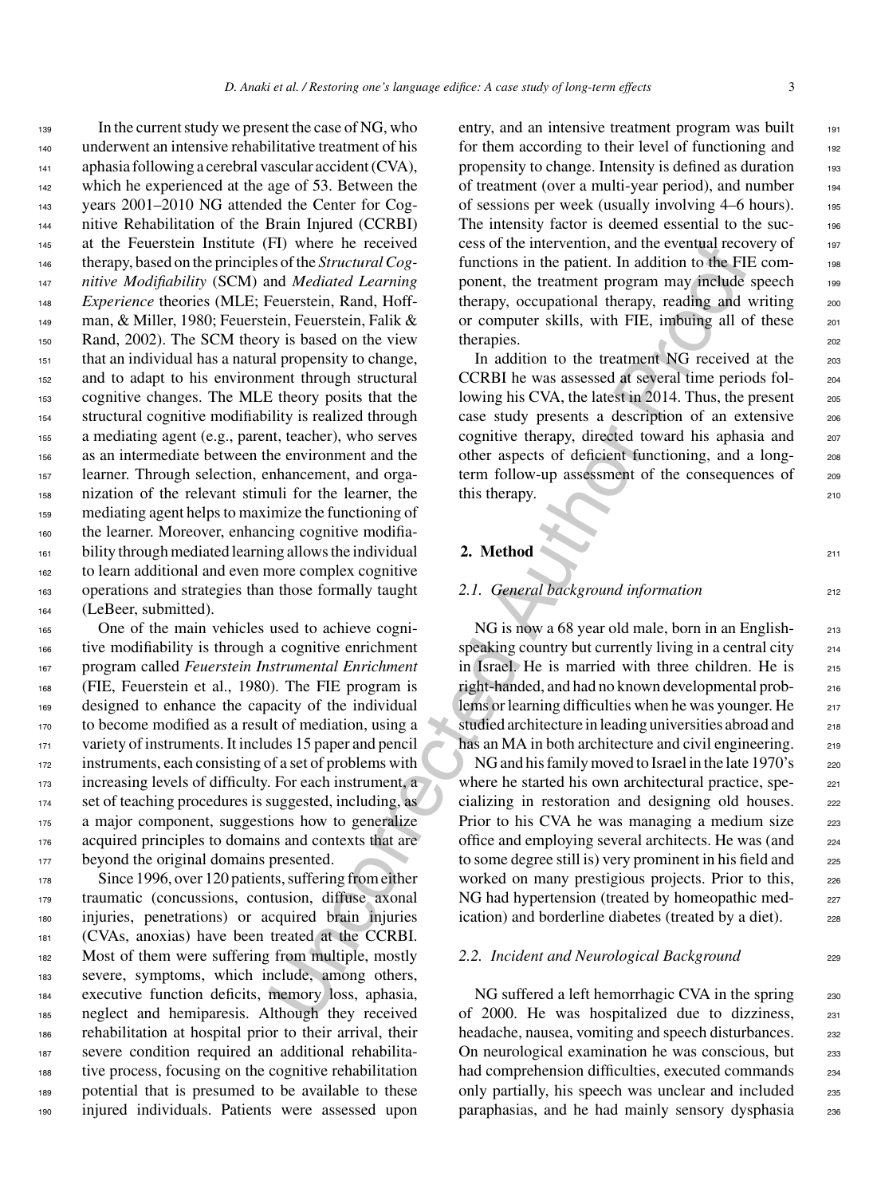In the current study we present the case of NG, who underwent an intensive rehabilitative treatment of his aphasia following a cerebral vascular accident (CVA), which he experienced at the age of 53. Between the years 2001–2010 NG attended the Center for Cognitive Rehabilitation of the Brain Injured (CCRBI) at the Feuerstein Institute (FI) where he received therapy, based on the principles of the *Structural Cognitive Modifiability* (SCM) and *Mediated Learning Experience* theories (MLE; Feuerstein, Rand, Hoffman, & Miller, 1980; Feuerstein, Feuerstein, Falik & Rand, 2002). The SCM theory is based on the view that an individual has a natural propensity to change, and to adapt to his environment through structural cognitive changes. The MLE theory posits that the structural cognitive modifiability is realized through a mediating agent (e.g., parent, teacher), who serves as an intermediate between the environment and the learner. Through selection, enhancement, and organization of the relevant stimuli for the learner, the mediating agent helps to maximize the functioning of the learner. Moreover, enhancing cognitive modifiability through mediated learning allows the individual to learn additional and even more complex cognitive operations and strategies than those formally taught (LeBeer, submitted).

One of the main vehicles used to achieve cognitive modifiability is through a cognitive enrichment program called *Feuerstein Instrumental Enrichment* (FIE, Feuerstein et al., 1980). The FIE program is designed to enhance the capacity of the individual to become modified as a result of mediation, using a variety of instruments. It includes 15 paper and pencil instruments, each consisting of a set of problems with increasing levels of difficulty. For each instrument, a set of teaching procedures is suggested, including, as a major component, suggestions how to generalize acquired principles to domains and contexts that are beyond the original domains presented.

Since 1996, over 120 patients, suffering from either traumatic (concussions, contusion, diffuse axonal injuries, penetrations) or acquired brain injuries (CVAs, anoxias) have been treated at the CCRBI. Most of them were suffering from multiple, mostly severe, symptoms, which include, among others, executive function deficits, memory loss, aphasia, neglect and hemiparesis. Although they received rehabilitation at hospital prior to their arrival, their severe condition required an additional rehabilitative process, focusing on the cognitive rehabilitation potential that is presumed to be available to these injured individuals. Patients were assessed upon entry, and an intensive treatment program was built for them according to their level of functioning and propensity to change. Intensity is defined as duration of treatment (over a multi-year period), and number of sessions per week (usually involving 4–6 hours). The intensity factor is deemed essential to the success of the intervention, and the eventual recovery of functions in the patient. In addition to the FIE component, the treatment program may include speech therapy, occupational therapy, reading and writing or computer skills, with FIE, imbuing all of these therapies.

In addition to the treatment NG received at the CCRBI he was assessed at several time periods following his CVA, the latest in 2014. Thus, the present case study presents a description of an extensive cognitive therapy, directed toward his aphasia and other aspects of deficient functioning, and a long-term follow-up assessment of the consequences of this therapy.

## 2. Method

### 2.1. General background information

NG is now a 68 year old male, born in an English-speaking country but currently living in a central city in Israel. He is married with three children. He is right-handed, and had no known developmental problems or learning difficulties when he was younger. He studied architecture in leading universities abroad and has an MA in both architecture and civil engineering.

NG and his family moved to Israel in the late 1970's where he started his own architectural practice, specializing in restoration and designing old houses. Prior to his CVA he was managing a medium size office and employing several architects. He was (and to some degree still is) very prominent in his field and worked on many prestigious projects. Prior to this, NG had hypertension (treated by homeopathic medication) and borderline diabetes (treated by a diet).

### 2.2. Incident and Neurological Background

NG suffered a left hemorrhagic CVA in the spring of 2000. He was hospitalized due to dizziness, headache, nausea, vomiting and speech disturbances. On neurological examination he was conscious, but had comprehension difficulties, executed commands only partially, his speech was unclear and included paraphasias, and he had mainly sensory dysphasia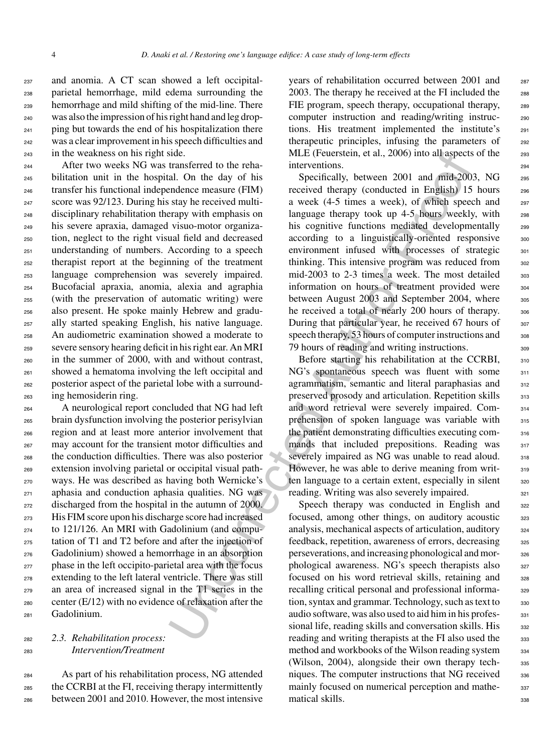and anomia. A CT scan showed a left occipital-parietal hemorrhage, mild edema surrounding the hemorrhage and mild shifting of the mid-line. There was also the impression of his right hand and leg dropping but towards the end of his hospitalization there was a clear improvement in his speech difficulties and in the weakness on his right side.

After two weeks NG was transferred to the rehabilitation unit in the hospital. On the day of his transfer his functional independence measure (FIM) score was 92/123. During his stay he received multidisciplinary rehabilitation therapy with emphasis on his severe apraxia, damaged visuo-motor organization, neglect to the right visual field and decreased understanding of numbers. According to a speech therapist report at the beginning of the treatment language comprehension was severely impaired. Bucofacial apraxia, anomia, alexia and agraphia (with the preservation of automatic writing) were also present. He spoke mainly Hebrew and gradually started speaking English, his native language. An audiometric examination showed a moderate to severe sensory hearing deficit in his right ear. An MRI in the summer of 2000, with and without contrast, showed a hematoma involving the left occipital and posterior aspect of the parietal lobe with a surrounding hemosiderin ring.

A neurological report concluded that NG had left brain dysfunction involving the posterior perisylvian region and at least more anterior involvement that may account for the transient motor difficulties and the conduction difficulties. There was also posterior extension involving parietal or occipital visual pathways. He was described as having both Wernicke's aphasia and conduction aphasia qualities. NG was discharged from the hospital in the autumn of 2000. His FIM score upon his discharge score had increased to 121/126. An MRI with Gadolinium (and computation of T1 and T2 before and after the injection of Gadolinium) showed a hemorrhage in an absorption phase in the left occipito-parietal area with the focus extending to the left lateral ventricle. There was still an area of increased signal in the T1 series in the center (E/12) with no evidence of relaxation after the Gadolinium.

### 2.3. Rehabilitation process: Intervention/Treatment

As part of his rehabilitation process, NG attended the CCRBI at the FI, receiving therapy intermittently between 2001 and 2010. However, the most intensive years of rehabilitation occurred between 2001 and 2003. The therapy he received at the FI included the FIE program, speech therapy, occupational therapy, computer instruction and reading/writing instructions. His treatment implemented the institute's therapeutic principles, infusing the parameters of MLE (Feuerstein, et al., 2006) into all aspects of the interventions.

Specifically, between 2001 and mid-2003, NG received therapy (conducted in English) 15 hours a week (4-5 times a week), of which speech and language therapy took up 4-5 hours weekly, with his cognitive functions mediated developmentally according to a linguistically-oriented responsive environment infused with processes of strategic thinking. This intensive program was reduced from mid-2003 to 2-3 times a week. The most detailed information on hours of treatment provided were between August 2003 and September 2004, where he received a total of nearly 200 hours of therapy. During that particular year, he received 67 hours of speech therapy, 53 hours of computer instructions and 79 hours of reading and writing instructions.

Before starting his rehabilitation at the CCRBI, NG's spontaneous speech was fluent with some agrammatism, semantic and literal paraphasias and preserved prosody and articulation. Repetition skills and word retrieval were severely impaired. Comprehension of spoken language was variable with the patient demonstrating difficulties executing commands that included prepositions. Reading was severely impaired as NG was unable to read aloud. However, he was able to derive meaning from written language to a certain extent, especially in silent reading. Writing was also severely impaired.

Speech therapy was conducted in English and focused, among other things, on auditory acoustic analysis, mechanical aspects of articulation, auditory feedback, repetition, awareness of errors, decreasing perseverations, and increasing phonological and morphological awareness. NG's speech therapists also focused on his word retrieval skills, retaining and recalling critical personal and professional information, syntax and grammar. Technology, such as text to audio software, was also used to aid him in his professional life, reading skills and conversation skills. His reading and writing therapists at the FI also used the method and workbooks of the Wilson reading system (Wilson, 2004), alongside their own therapy techniques. The computer instructions that NG received mainly focused on numerical perception and mathematical skills.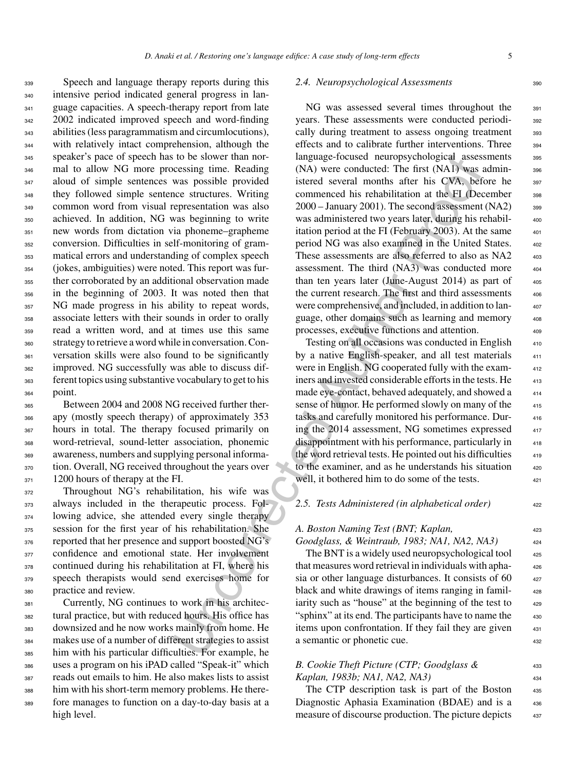Speech and language therapy reports during this intensive period indicated general progress in language capacities. A speech-therapy report from late 2002 indicated improved speech and word-finding abilities (less paragrammatism and circumlocutions), with relatively intact comprehension, although the speaker's pace of speech has to be slower than normal to allow NG more processing time. Reading aloud of simple sentences was possible provided they followed simple sentence structures. Writing common word from visual representation was also achieved. In addition, NG was beginning to write new words from dictation via phoneme–grapheme conversion. Difficulties in self-monitoring of grammatical errors and understanding of complex speech (jokes, ambiguities) were noted. This report was further corroborated by an additional observation made in the beginning of 2003. It was noted then that NG made progress in his ability to repeat words, associate letters with their sounds in order to orally read a written word, and at times use this same strategy to retrieve a word while in conversation. Conversation skills were also found to be significantly improved. NG successfully was able to discuss different topics using substantive vocabulary to get to his point.

Between 2004 and 2008 NG received further therapy (mostly speech therapy) of approximately 353 hours in total. The therapy focused primarily on word-retrieval, sound-letter association, phonemic awareness, numbers and supplying personal information. Overall, NG received throughout the years over 1200 hours of therapy at the FI.

Throughout NG's rehabilitation, his wife was always included in the therapeutic process. Following advice, she attended every single therapy session for the first year of his rehabilitation. She reported that her presence and support boosted NG's confidence and emotional state. Her involvement continued during his rehabilitation at FI, where his speech therapists would send exercises home for practice and review.

Currently, NG continues to work in his architectural practice, but with reduced hours. His office has downsized and he now works mainly from home. He makes use of a number of different strategies to assist him with his particular difficulties. For example, he uses a program on his iPAD called "Speak-it" which reads out emails to him. He also makes lists to assist him with his short-term memory problems. He therefore manages to function on a day-to-day basis at a high level.

### 2.4. Neuropsychological Assessments

NG was assessed several times throughout the years. These assessments were conducted periodically during treatment to assess ongoing treatment effects and to calibrate further interventions. Three language-focused neuropsychological assessments (NA) were conducted: The first (NA1) was administered several months after his CVA, before he commenced his rehabilitation at the FI (December 2000 – January 2001). The second assessment (NA2) was administered two years later, during his rehabilitation period at the FI (February 2003). At the same period NG was also examined in the United States. These assessments are also referred to also as NA2 assessment. The third (NA3) was conducted more than ten years later (June-August 2014) as part of the current research. The first and third assessments were comprehensive, and included, in addition to language, other domains such as learning and memory processes, executive functions and attention.

Testing on all occasions was conducted in English by a native English-speaker, and all test materials were in English. NG cooperated fully with the examiners and invested considerable efforts in the tests. He made eye-contact, behaved adequately, and showed a sense of humor. He performed slowly on many of the tasks and carefully monitored his performance. During the 2014 assessment, NG sometimes expressed disappointment with his performance, particularly in the word retrieval tests. He pointed out his difficulties to the examiner, and as he understands his situation well, it bothered him to do some of the tests.

### 2.5. Tests Administered (in alphabetical order)

#### *A. Boston Naming Test (BNT; Kaplan, Goodglass, & Weintraub, 1983; NA1, NA2, NA3)*

The BNT is a widely used neuropsychological tool that measures word retrieval in individuals with aphasia or other language disturbances. It consists of 60 black and white drawings of items ranging in familiarity such as "house" at the beginning of the test to "sphinx" at its end. The participants have to name the items upon confrontation. If they fail they are given a semantic or phonetic cue.

#### *B. Cookie Theft Picture (CTP; Goodglass & Kaplan, 1983b; NA1, NA2, NA3)*

The CTP description task is part of the Boston Diagnostic Aphasia Examination (BDAE) and is a measure of discourse production. The picture depicts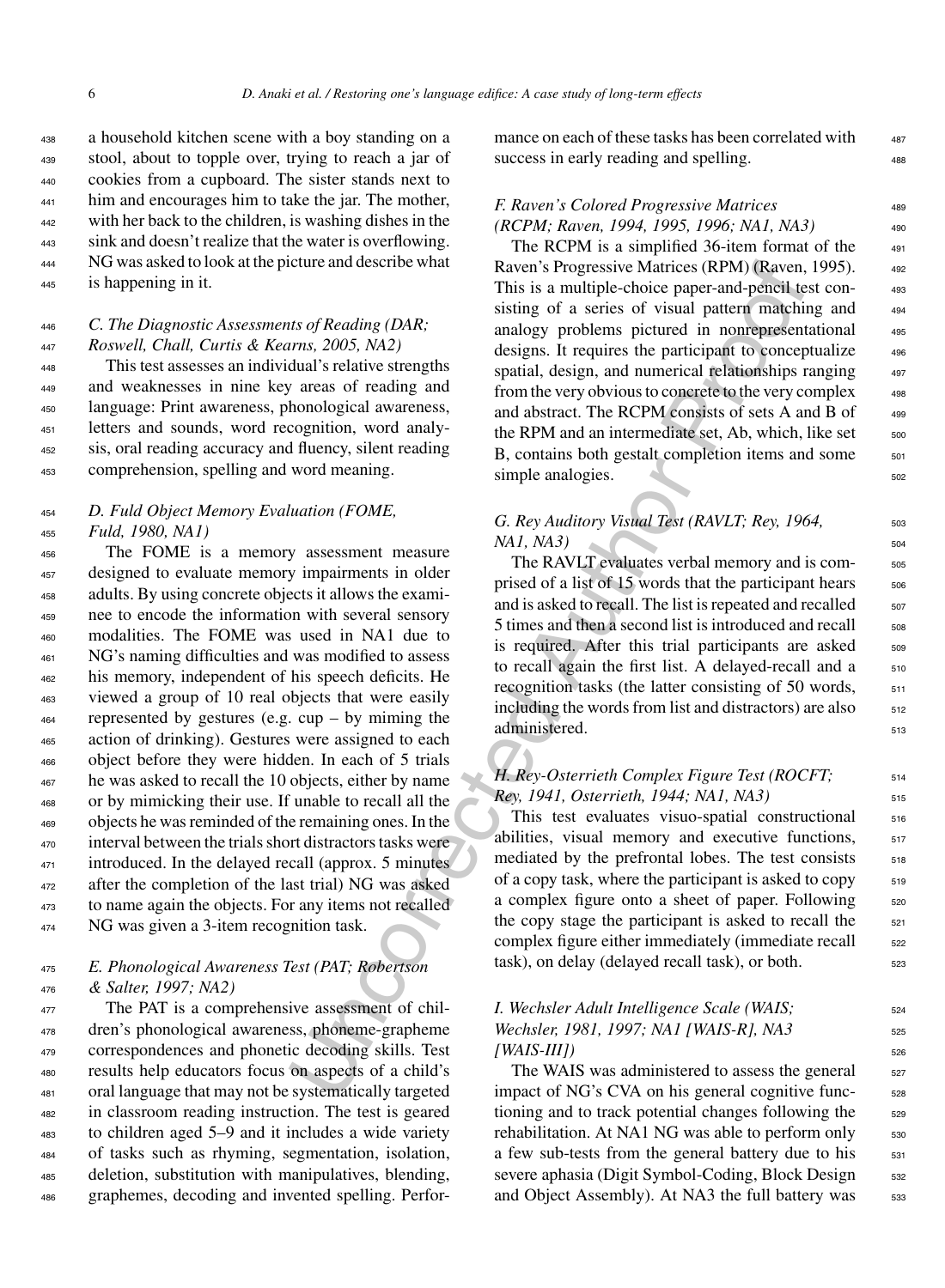a household kitchen scene with a boy standing on a stool, about to topple over, trying to reach a jar of cookies from a cupboard. The sister stands next to him and encourages him to take the jar. The mother, with her back to the children, is washing dishes in the sink and doesn't realize that the water is overflowing. NG was asked to look at the picture and describe what is happening in it.

### *C. The Diagnostic Assessments of Reading (DAR; Roswell, Chall, Curtis & Kearns, 2005, NA2)*

This test assesses an individual's relative strengths and weaknesses in nine key areas of reading and language: Print awareness, phonological awareness, letters and sounds, word recognition, word analysis, oral reading accuracy and fluency, silent reading comprehension, spelling and word meaning.

### *D. Fuld Object Memory Evaluation (FOME, Fuld, 1980, NA1)*

The FOME is a memory assessment measure designed to evaluate memory impairments in older adults. By using concrete objects it allows the examinee to encode the information with several sensory modalities. The FOME was used in NA1 due to NG's naming difficulties and was modified to assess his memory, independent of his speech deficits. He viewed a group of 10 real objects that were easily represented by gestures (e.g. cup – by miming the action of drinking). Gestures were assigned to each object before they were hidden. In each of 5 trials he was asked to recall the 10 objects, either by name or by mimicking their use. If unable to recall all the objects he was reminded of the remaining ones. In the interval between the trials short distractors tasks were introduced. In the delayed recall (approx. 5 minutes after the completion of the last trial) NG was asked to name again the objects. For any items not recalled NG was given a 3-item recognition task.

### *E. Phonological Awareness Test (PAT; Robertson & Salter, 1997; NA2)*

The PAT is a comprehensive assessment of children's phonological awareness, phoneme-grapheme correspondences and phonetic decoding skills. Test results help educators focus on aspects of a child's oral language that may not be systematically targeted in classroom reading instruction. The test is geared to children aged 5–9 and it includes a wide variety of tasks such as rhyming, segmentation, isolation, deletion, substitution with manipulatives, blending, graphemes, decoding and invented spelling. Performance on each of these tasks has been correlated with success in early reading and spelling.

### *F. Raven's Colored Progressive Matrices (RCPM; Raven, 1994, 1995, 1996; NA1, NA3)*

The RCPM is a simplified 36-item format of the Raven's Progressive Matrices (RPM) (Raven, 1995). This is a multiple-choice paper-and-pencil test consisting of a series of visual pattern matching and analogy problems pictured in nonrepresentational designs. It requires the participant to conceptualize spatial, design, and numerical relationships ranging from the very obvious to concrete to the very complex and abstract. The RCPM consists of sets A and B of the RPM and an intermediate set, Ab, which, like set B, contains both gestalt completion items and some simple analogies.

### *G. Rey Auditory Visual Test (RAVLT; Rey, 1964, NA1, NA3)*

The RAVLT evaluates verbal memory and is comprised of a list of 15 words that the participant hears and is asked to recall. The list is repeated and recalled 5 times and then a second list is introduced and recall is required. After this trial participants are asked to recall again the first list. A delayed-recall and a recognition tasks (the latter consisting of 50 words, including the words from list and distractors) are also administered.

### *H. Rey-Osterrieth Complex Figure Test (ROCFT; Rey, 1941, Osterrieth, 1944; NA1, NA3)*

This test evaluates visuo-spatial constructional abilities, visual memory and executive functions, mediated by the prefrontal lobes. The test consists of a copy task, where the participant is asked to copy a complex figure onto a sheet of paper. Following the copy stage the participant is asked to recall the complex figure either immediately (immediate recall task), on delay (delayed recall task), or both.

### *I. Wechsler Adult Intelligence Scale (WAIS; Wechsler, 1981, 1997; NA1 [WAIS-R], NA3 [WAIS-III])*

The WAIS was administered to assess the general impact of NG's CVA on his general cognitive functioning and to track potential changes following the rehabilitation. At NA1 NG was able to perform only a few sub-tests from the general battery due to his severe aphasia (Digit Symbol-Coding, Block Design and Object Assembly). At NA3 the full battery was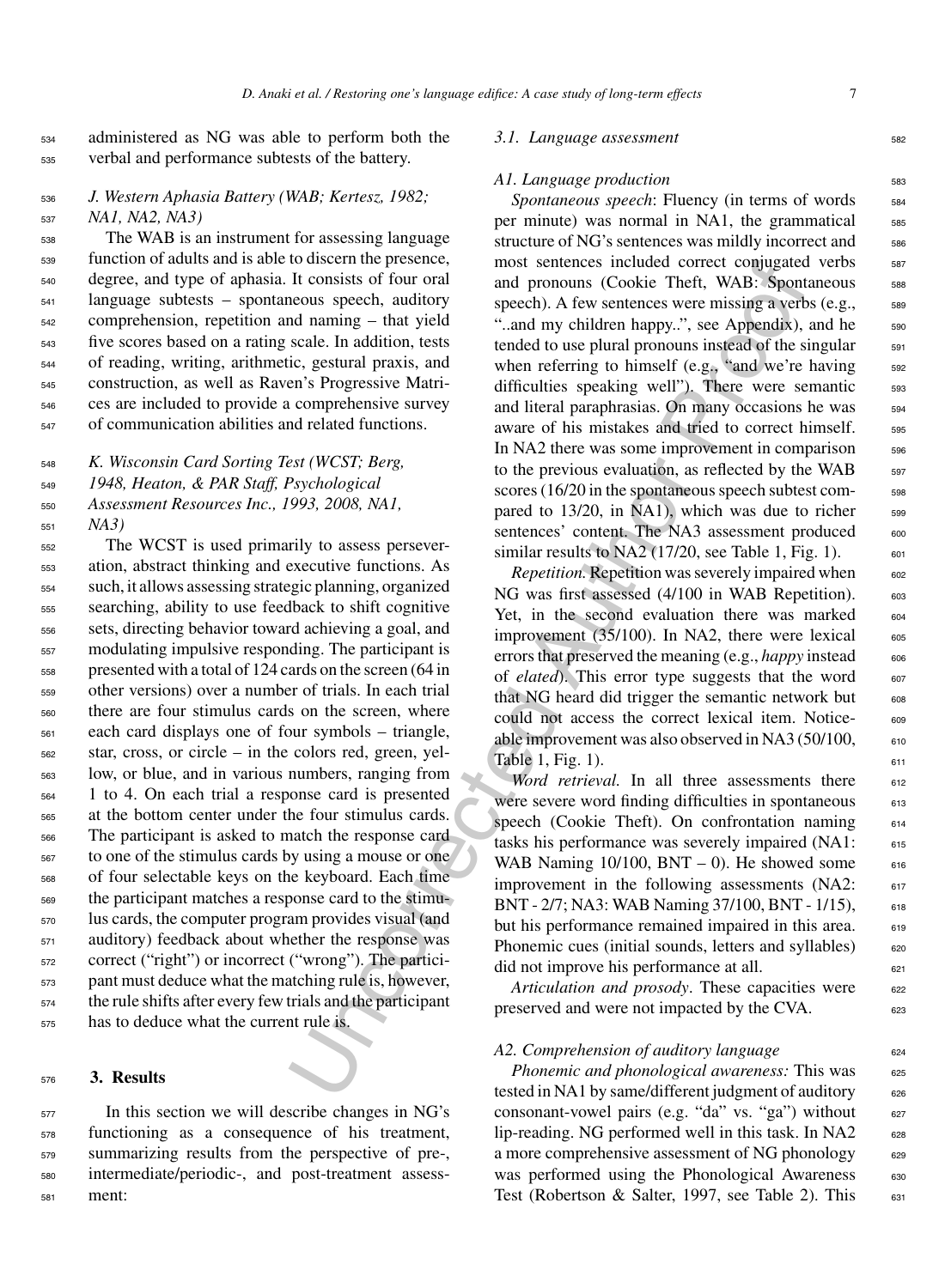administered as NG was able to perform both the verbal and performance subtests of the battery.

### J. Western Aphasia Battery (WAB; Kertesz, 1982; NA1, NA2, NA3)

The WAB is an instrument for assessing language function of adults and is able to discern the presence, degree, and type of aphasia. It consists of four oral language subtests – spontaneous speech, auditory comprehension, repetition and naming – that yield five scores based on a rating scale. In addition, tests of reading, writing, arithmetic, gestural praxis, and construction, as well as Raven's Progressive Matrices are included to provide a comprehensive survey of communication abilities and related functions.

### K. Wisconsin Card Sorting Test (WCST; Berg, 1948, Heaton, & PAR Staff, Psychological Assessment Resources Inc., 1993, 2008, NA1, NA3)

The WCST is used primarily to assess perseveration, abstract thinking and executive functions. As such, it allows assessing strategic planning, organized searching, ability to use feedback to shift cognitive sets, directing behavior toward achieving a goal, and modulating impulsive responding. The participant is presented with a total of 124 cards on the screen (64 in other versions) over a number of trials. In each trial there are four stimulus cards on the screen, where each card displays one of four symbols – triangle, star, cross, or circle – in the colors red, green, yellow, or blue, and in various numbers, ranging from 1 to 4. On each trial a response card is presented at the bottom center under the four stimulus cards. The participant is asked to match the response card to one of the stimulus cards by using a mouse or one of four selectable keys on the keyboard. Each time the participant matches a response card to the stimulus cards, the computer program provides visual (and auditory) feedback about whether the response was correct ("right") or incorrect ("wrong"). The participant must deduce what the matching rule is, however, the rule shifts after every few trials and the participant has to deduce what the current rule is.

## 3. Results

In this section we will describe changes in NG's functioning as a consequence of his treatment, summarizing results from the perspective of pre-, intermediate/periodic-, and post-treatment assessment:

### 3.1. Language assessment

#### A1. Language production

*Spontaneous speech*: Fluency (in terms of words per minute) was normal in NA1, the grammatical structure of NG's sentences was mildly incorrect and most sentences included correct conjugated verbs and pronouns (Cookie Theft, WAB: Spontaneous speech). A few sentences were missing a verbs (e.g., "..and my children happy..", see Appendix), and he tended to use plural pronouns instead of the singular when referring to himself (e.g., "and we're having difficulties speaking well"). There were semantic and literal paraphrasias. On many occasions he was aware of his mistakes and tried to correct himself. In NA2 there was some improvement in comparison to the previous evaluation, as reflected by the WAB scores (16/20 in the spontaneous speech subtest compared to 13/20, in NA1), which was due to richer sentences' content. The NA3 assessment produced similar results to NA2 (17/20, see Table 1, Fig. 1).

*Repetition.* Repetition was severely impaired when NG was first assessed (4/100 in WAB Repetition). Yet, in the second evaluation there was marked improvement (35/100). In NA2, there were lexical errors that preserved the meaning (e.g., *happy* instead of *elated*). This error type suggests that the word that NG heard did trigger the semantic network but could not access the correct lexical item. Noticeable improvement was also observed in NA3 (50/100, Table 1, Fig. 1).

*Word retrieval.* In all three assessments there were severe word finding difficulties in spontaneous speech (Cookie Theft). On confrontation naming tasks his performance was severely impaired (NA1: WAB Naming 10/100, BNT – 0). He showed some improvement in the following assessments (NA2: BNT - 2/7; NA3: WAB Naming 37/100, BNT - 1/15), but his performance remained impaired in this area. Phonemic cues (initial sounds, letters and syllables) did not improve his performance at all.

*Articulation and prosody*. These capacities were preserved and were not impacted by the CVA.

#### A2. Comprehension of auditory language

*Phonemic and phonological awareness:* This was tested in NA1 by same/different judgment of auditory consonant-vowel pairs (e.g. "da" vs. "ga") without lip-reading. NG performed well in this task. In NA2 a more comprehensive assessment of NG phonology was performed using the Phonological Awareness Test (Robertson & Salter, 1997, see Table 2). This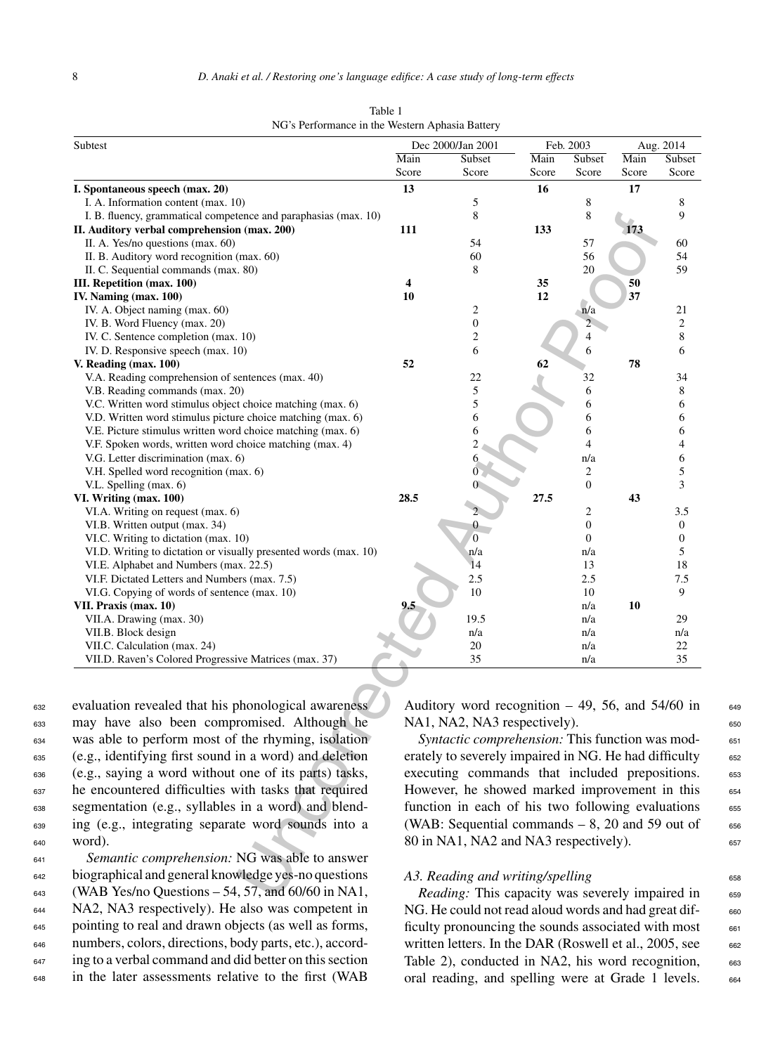Table 1
NG's Performance in the Western Aphasia Battery

| Subtest | Dec 2000/Jan 2001 | | Feb. 2003 | | Aug. 2014 | |
|---|---|---|---|---|---|---|
| | Main Score | Subset Score | Main Score | Subset Score | Main Score | Subset Score |
| **I. Spontaneous speech (max. 20)** | **13** | | **16** | | **17** | |
| I. A. Information content (max. 10) | | 5 | | 8 | | 8 |
| I. B. fluency, grammatical competence and paraphasias (max. 10) | | 8 | | 8 | | 9 |
| **II. Auditory verbal comprehension (max. 200)** | **111** | | **133** | | **173** | |
| II. A. Yes/no questions (max. 60) | | 54 | | 57 | | 60 |
| II. B. Auditory word recognition (max. 60) | | 60 | | 56 | | 54 |
| II. C. Sequential commands (max. 80) | | 8 | | 20 | | 59 |
| **III. Repetition (max. 100)** | **4** | | **35** | | **50** | |
| **IV. Naming (max. 100)** | **10** | | **12** | | **37** | |
| IV. A. Object naming (max. 60) | | 2 | | n/a | | 21 |
| IV. B. Word Fluency (max. 20) | | 0 | | 2 | | 2 |
| IV. C. Sentence completion (max. 10) | | 2 | | 4 | | 8 |
| IV. D. Responsive speech (max. 10) | | 6 | | 6 | | 6 |
| **V. Reading (max. 100)** | **52** | | **62** | | **78** | |
| V.A. Reading comprehension of sentences (max. 40) | | 22 | | 32 | | 34 |
| V.B. Reading commands (max. 20) | | 5 | | 6 | | 8 |
| V.C. Written word stimulus object choice matching (max. 6) | | 5 | | 6 | | 6 |
| V.D. Written word stimulus picture choice matching (max. 6) | | 6 | | 6 | | 6 |
| V.E. Picture stimulus written word choice matching (max. 6) | | 6 | | 6 | | 6 |
| V.F. Spoken words, written word choice matching (max. 4) | | 2 | | 4 | | 4 |
| V.G. Letter discrimination (max. 6) | | 6 | | n/a | | 6 |
| V.H. Spelled word recognition (max. 6) | | 0 | | 2 | | 5 |
| V.L. Spelling (max. 6) | | 0 | | 0 | | 3 |
| **VI. Writing (max. 100)** | **28.5** | | **27.5** | | **43** | |
| VI.A. Writing on request (max. 6) | | 2 | | 2 | | 3.5 |
| VI.B. Written output (max. 34) | | 0 | | 0 | | 0 |
| VI.C. Writing to dictation (max. 10) | | 0 | | 0 | | 0 |
| VI.D. Writing to dictation or visually presented words (max. 10) | | n/a | | n/a | | 5 |
| VI.E. Alphabet and Numbers (max. 22.5) | | 14 | | 13 | | 18 |
| VI.F. Dictated Letters and Numbers (max. 7.5) | | 2.5 | | 2.5 | | 7.5 |
| VI.G. Copying of words of sentence (max. 10) | | 10 | | 10 | | 9 |
| **VII. Praxis (max. 10)** | **9.5** | | n/a | | **10** | |
| VII.A. Drawing (max. 30) | | 19.5 | | n/a | | 29 |
| VII.B. Block design | | n/a | | n/a | | n/a |
| VII.C. Calculation (max. 24) | | 20 | | n/a | | 22 |
| VII.D. Raven's Colored Progressive Matrices (max. 37) | | 35 | | n/a | | 35 |

evaluation revealed that his phonological awareness may have also been compromised. Although he was able to perform most of the rhyming, isolation (e.g., identifying first sound in a word) and deletion (e.g., saying a word without one of its parts) tasks, he encountered difficulties with tasks that required segmentation (e.g., syllables in a word) and blending (e.g., integrating separate word sounds into a word).

*Semantic comprehension:* NG was able to answer biographical and general knowledge yes-no questions (WAB Yes/no Questions – 54, 57, and 60/60 in NA1, NA2, NA3 respectively). He also was competent in pointing to real and drawn objects (as well as forms, numbers, colors, directions, body parts, etc.), according to a verbal command and did better on this section in the later assessments relative to the first (WAB Auditory word recognition – 49, 56, and 54/60 in NA1, NA2, NA3 respectively).

*Syntactic comprehension:* This function was moderately to severely impaired in NG. He had difficulty executing commands that included prepositions. However, he showed marked improvement in this function in each of his two following evaluations (WAB: Sequential commands – 8, 20 and 59 out of 80 in NA1, NA2 and NA3 respectively).

### A3. Reading and writing/spelling

*Reading:* This capacity was severely impaired in NG. He could not read aloud words and had great difficulty pronouncing the sounds associated with most written letters. In the DAR (Roswell et al., 2005, see Table 2), conducted in NA2, his word recognition, oral reading, and spelling were at Grade 1 levels.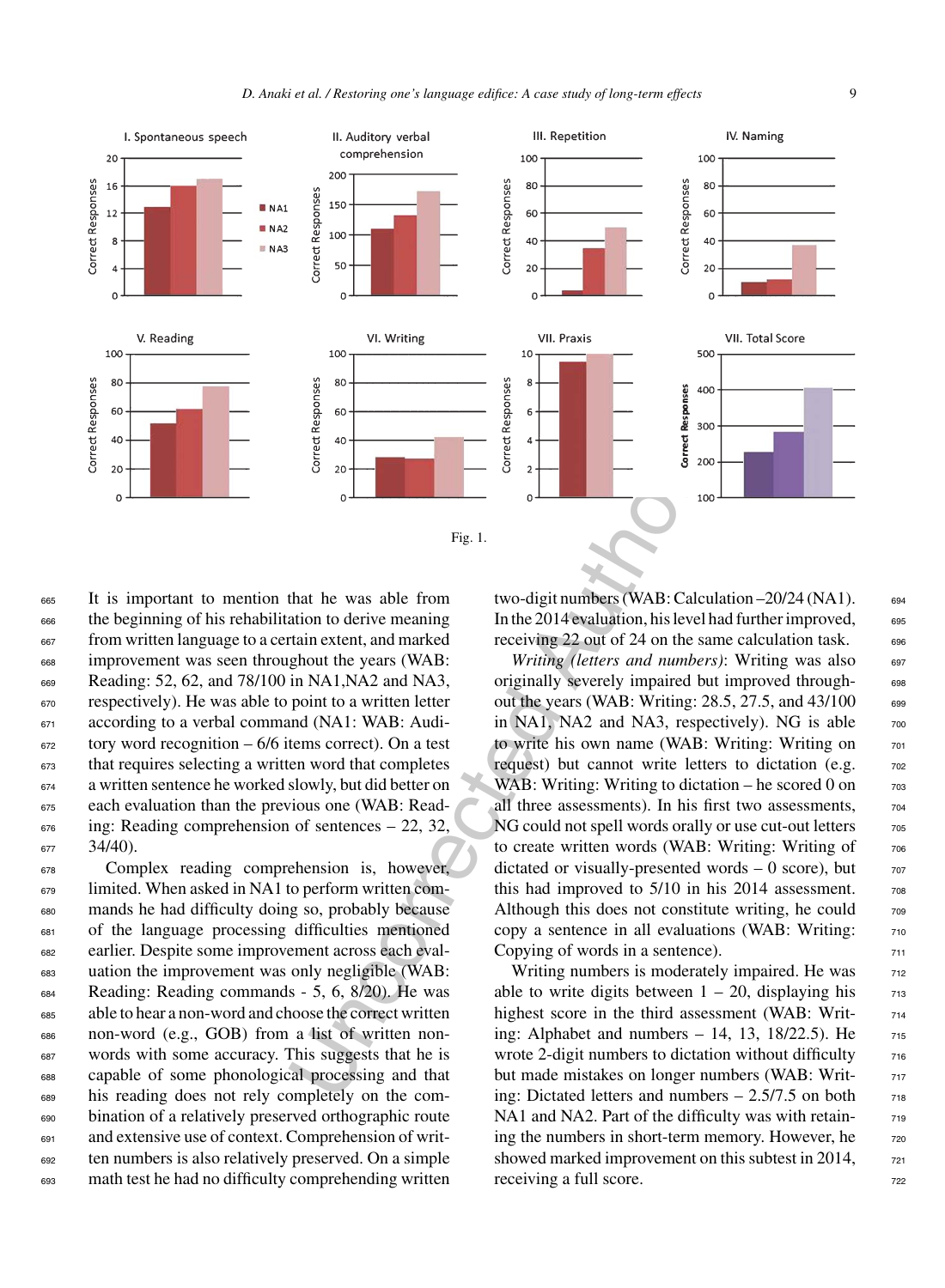Fig. 1.

It is important to mention that he was able from the beginning of his rehabilitation to derive meaning from written language to a certain extent, and marked improvement was seen throughout the years (WAB: Reading: 52, 62, and 78/100 in NA1,NA2 and NA3, respectively). He was able to point to a written letter according to a verbal command (NA1: WAB: Auditory word recognition – 6/6 items correct). On a test that requires selecting a written word that completes a written sentence he worked slowly, but did better on each evaluation than the previous one (WAB: Reading: Reading comprehension of sentences – 22, 32, 34/40).

Complex reading comprehension is, however, limited. When asked in NA1 to perform written commands he had difficulty doing so, probably because of the language processing difficulties mentioned earlier. Despite some improvement across each evaluation the improvement was only negligible (WAB: Reading: Reading commands - 5, 6, 8/20). He was able to hear a non-word and choose the correct written non-word (e.g., GOB) from a list of written non-words with some accuracy. This suggests that he is capable of some phonological processing and that his reading does not rely completely on the combination of a relatively preserved orthographic route and extensive use of context. Comprehension of written numbers is also relatively preserved. On a simple math test he had no difficulty comprehending written two-digit numbers (WAB: Calculation –20/24 (NA1). In the 2014 evaluation, his level had further improved, receiving 22 out of 24 on the same calculation task.

*Writing (letters and numbers)*: Writing was also originally severely impaired but improved throughout the years (WAB: Writing: 28.5, 27.5, and 43/100 in NA1, NA2 and NA3, respectively). NG is able to write his own name (WAB: Writing: Writing on request) but cannot write letters to dictation (e.g. WAB: Writing: Writing to dictation – he scored 0 on all three assessments). In his first two assessments, NG could not spell words orally or use cut-out letters to create written words (WAB: Writing: Writing of dictated or visually-presented words – 0 score), but this had improved to 5/10 in his 2014 assessment. Although this does not constitute writing, he could copy a sentence in all evaluations (WAB: Writing: Copying of words in a sentence).

Writing numbers is moderately impaired. He was able to write digits between 1 – 20, displaying his highest score in the third assessment (WAB: Writing: Alphabet and numbers – 14, 13, 18/22.5). He wrote 2-digit numbers to dictation without difficulty but made mistakes on longer numbers (WAB: Writing: Dictated letters and numbers – 2.5/7.5 on both NA1 and NA2. Part of the difficulty was with retaining the numbers in short-term memory. However, he showed marked improvement on this subtest in 2014, receiving a full score.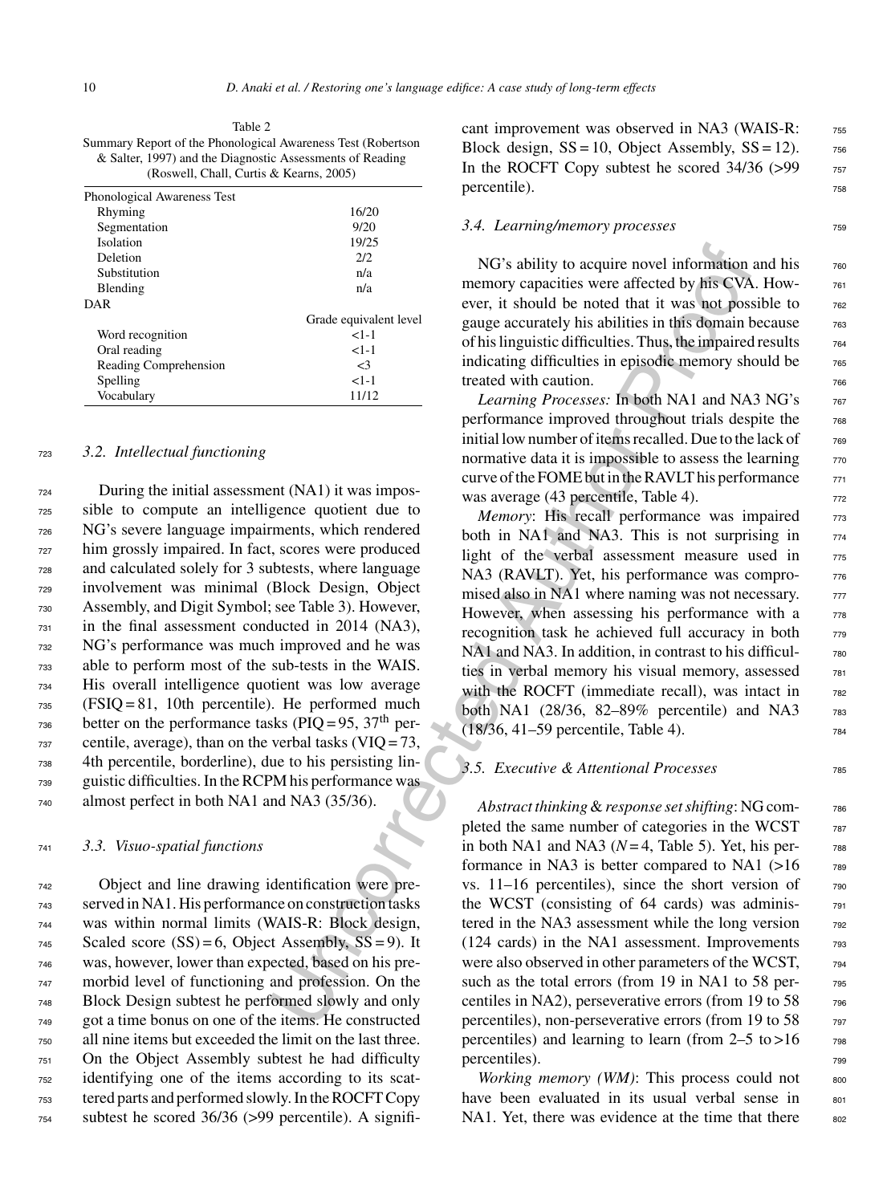Table 2
Summary Report of the Phonological Awareness Test (Robertson & Salter, 1997) and the Diagnostic Assessments of Reading (Roswell, Chall, Curtis & Kearns, 2005)

| | |
|---|---|
| Phonological Awareness Test | |
| Rhyming | 16/20 |
| Segmentation | 9/20 |
| Isolation | 19/25 |
| Deletion | 2/2 |
| Substitution | n/a |
| Blending | n/a |
| DAR | |
| | Grade equivalent level |
| Word recognition | <1-1 |
| Oral reading | <1-1 |
| Reading Comprehension | <3 |
| Spelling | <1-1 |
| Vocabulary | 11/12 |

### 3.2. Intellectual functioning

During the initial assessment (NA1) it was impossible to compute an intelligence quotient due to NG's severe language impairments, which rendered him grossly impaired. In fact, scores were produced and calculated solely for 3 subtests, where language involvement was minimal (Block Design, Object Assembly, and Digit Symbol; see Table 3). However, in the final assessment conducted in 2014 (NA3), NG's performance was much improved and he was able to perform most of the sub-tests in the WAIS. His overall intelligence quotient was low average (FSIQ = 81, 10th percentile). He performed much better on the performance tasks (PIQ = 95, 37th percentile, average), than on the verbal tasks (VIQ = 73, 4th percentile, borderline), due to his persisting linguistic difficulties. In the RCPM his performance was almost perfect in both NA1 and NA3 (35/36).

### 3.3. Visuo-spatial functions

Object and line drawing identification were preserved in NA1. His performance on construction tasks was within normal limits (WAIS-R: Block design, Scaled score (SS) = 6, Object Assembly, SS = 9). It was, however, lower than expected, based on his premorbid level of functioning and profession. On the Block Design subtest he performed slowly and only got a time bonus on one of the items. He constructed all nine items but exceeded the limit on the last three. On the Object Assembly subtest he had difficulty identifying one of the items according to its scattered parts and performed slowly. In the ROCFT Copy subtest he scored 36/36 (>99 percentile). A significant improvement was observed in NA3 (WAIS-R: Block design, SS = 10, Object Assembly, SS = 12). In the ROCFT Copy subtest he scored 34/36 (>99 percentile).

### 3.4. Learning/memory processes

NG's ability to acquire novel information and his memory capacities were affected by his CVA. However, it should be noted that it was not possible to gauge accurately his abilities in this domain because of his linguistic difficulties. Thus, the impaired results indicating difficulties in episodic memory should be treated with caution.

*Learning Processes:* In both NA1 and NA3 NG's performance improved throughout trials despite the initial low number of items recalled. Due to the lack of normative data it is impossible to assess the learning curve of the FOME but in the RAVLT his performance was average (43 percentile, Table 4).

*Memory*: His recall performance was impaired both in NA1 and NA3. This is not surprising in light of the verbal assessment measure used in NA3 (RAVLT). Yet, his performance was compromised also in NA1 where naming was not necessary. However, when assessing his performance with a recognition task he achieved full accuracy in both NA1 and NA3. In addition, in contrast to his difficulties in verbal memory his visual memory, assessed with the ROCFT (immediate recall), was intact in both NA1 (28/36, 82–89% percentile) and NA3 (18/36, 41–59 percentile, Table 4).

### 3.5. Executive & Attentional Processes

*Abstract thinking & response set shifting*: NG completed the same number of categories in the WCST in both NA1 and NA3 (*N* = 4, Table 5). Yet, his performance in NA3 is better compared to NA1 (>16 vs. 11–16 percentiles), since the short version of the WCST (consisting of 64 cards) was administered in the NA3 assessment while the long version (124 cards) in the NA1 assessment. Improvements were also observed in other parameters of the WCST, such as the total errors (from 19 in NA1 to 58 percentiles in NA2), perseverative errors (from 19 to 58 percentiles), non-perseverative errors (from 19 to 58 percentiles) and learning to learn (from 2–5 to >16 percentiles).

*Working memory (WM)*: This process could not have been evaluated in its usual verbal sense in NA1. Yet, there was evidence at the time that there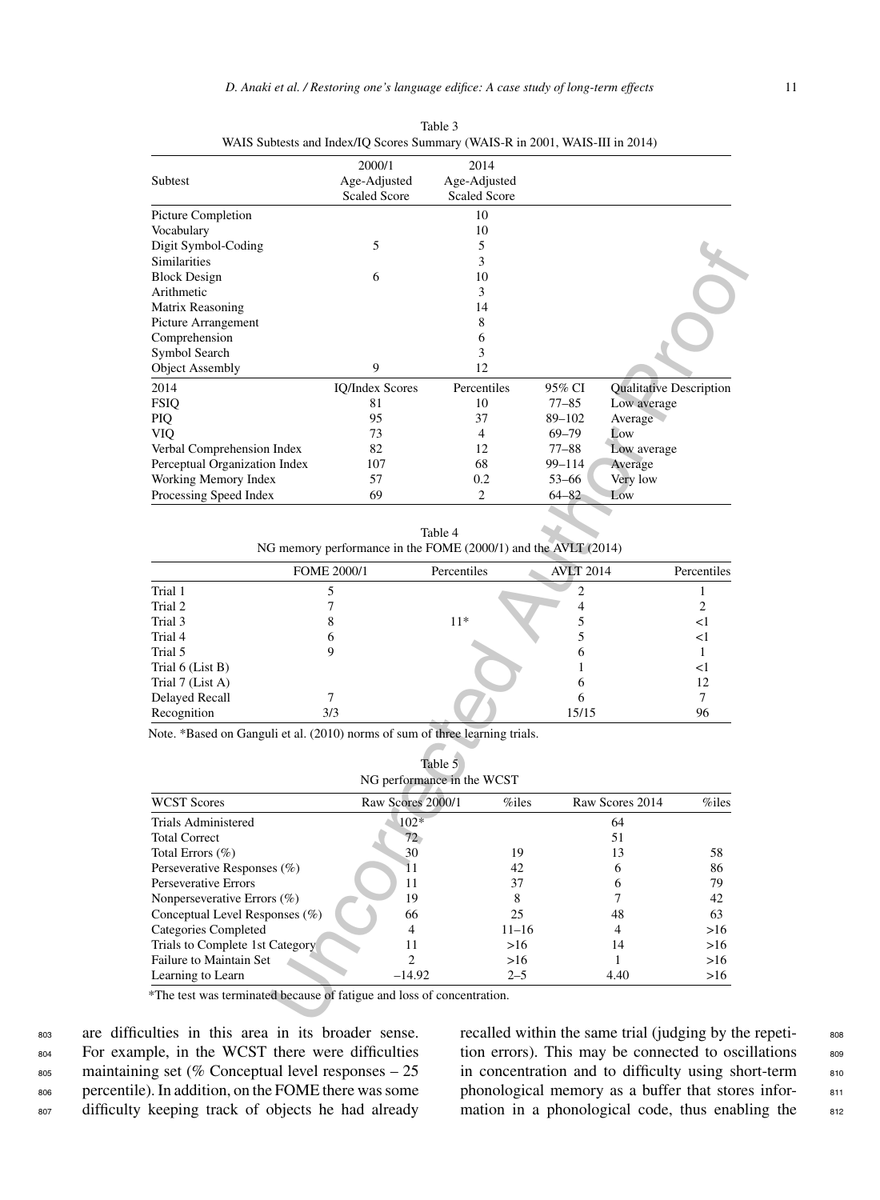Table 3
WAIS Subtests and Index/IQ Scores Summary (WAIS-R in 2001, WAIS-III in 2014)

| Subtest | 2000/1 Age-Adjusted Scaled Score | 2014 Age-Adjusted Scaled Score | | |
|---|---|---|---|---|
| Picture Completion | | 10 | | |
| Vocabulary | | 10 | | |
| Digit Symbol-Coding | 5 | 5 | | |
| Similarities | | 3 | | |
| Block Design | 6 | 10 | | |
| Arithmetic | | 3 | | |
| Matrix Reasoning | | 14 | | |
| Picture Arrangement | | 8 | | |
| Comprehension | | 6 | | |
| Symbol Search | | 3 | | |
| Object Assembly | 9 | 12 | | |
| 2014 | IQ/Index Scores | Percentiles | 95% CI | Qualitative Description |
| FSIQ | 81 | 10 | 77–85 | Low average |
| PIQ | 95 | 37 | 89–102 | Average |
| VIQ | 73 | 4 | 69–79 | Low |
| Verbal Comprehension Index | 82 | 12 | 77–88 | Low average |
| Perceptual Organization Index | 107 | 68 | 99–114 | Average |
| Working Memory Index | 57 | 0.2 | 53–66 | Very low |
| Processing Speed Index | 69 | 2 | 64–82 | Low |

Table 4
NG memory performance in the FOME (2000/1) and the AVLT (2014)

| | FOME 2000/1 | Percentiles | AVLT 2014 | Percentiles |
|---|---|---|---|---|
| Trial 1 | 5 | | 2 | 1 |
| Trial 2 | 7 | | 4 | 2 |
| Trial 3 | 8 | 11* | 5 | <1 |
| Trial 4 | 6 | | 5 | <1 |
| Trial 5 | 9 | | 6 | 1 |
| Trial 6 (List B) | | | 1 | <1 |
| Trial 7 (List A) | | | 6 | 12 |
| Delayed Recall | 7 | | 6 | 7 |
| Recognition | 3/3 | | 15/15 | 96 |

Note. *Based on Ganguli et al. (2010) norms of sum of three learning trials.

Table 5
NG performance in the WCST

| WCST Scores | Raw Scores 2000/1 | %iles | Raw Scores 2014 | %iles |
|---|---|---|---|---|
| Trials Administered | 102* | | 64 | |
| Total Correct | 72 | | 51 | |
| Total Errors (%) | 30 | 19 | 13 | 58 |
| Perseverative Responses (%) | 11 | 42 | 6 | 86 |
| Perseverative Errors | 11 | 37 | 6 | 79 |
| Nonperseverative Errors (%) | 19 | 8 | 7 | 42 |
| Conceptual Level Responses (%) | 66 | 25 | 48 | 63 |
| Categories Completed | 4 | 11–16 | 4 | >16 |
| Trials to Complete 1st Category | 11 | >16 | 14 | >16 |
| Failure to Maintain Set | 2 | >16 | 1 | >16 |
| Learning to Learn | –14.92 | 2–5 | 4.40 | >16 |

*The test was terminated because of fatigue and loss of concentration.

are difficulties in this area in its broader sense. For example, in the WCST there were difficulties maintaining set (% Conceptual level responses – 25 percentile). In addition, on the FOME there was some difficulty keeping track of objects he had already recalled within the same trial (judging by the repetition errors). This may be connected to oscillations in concentration and to difficulty using short-term phonological memory as a buffer that stores information in a phonological code, thus enabling the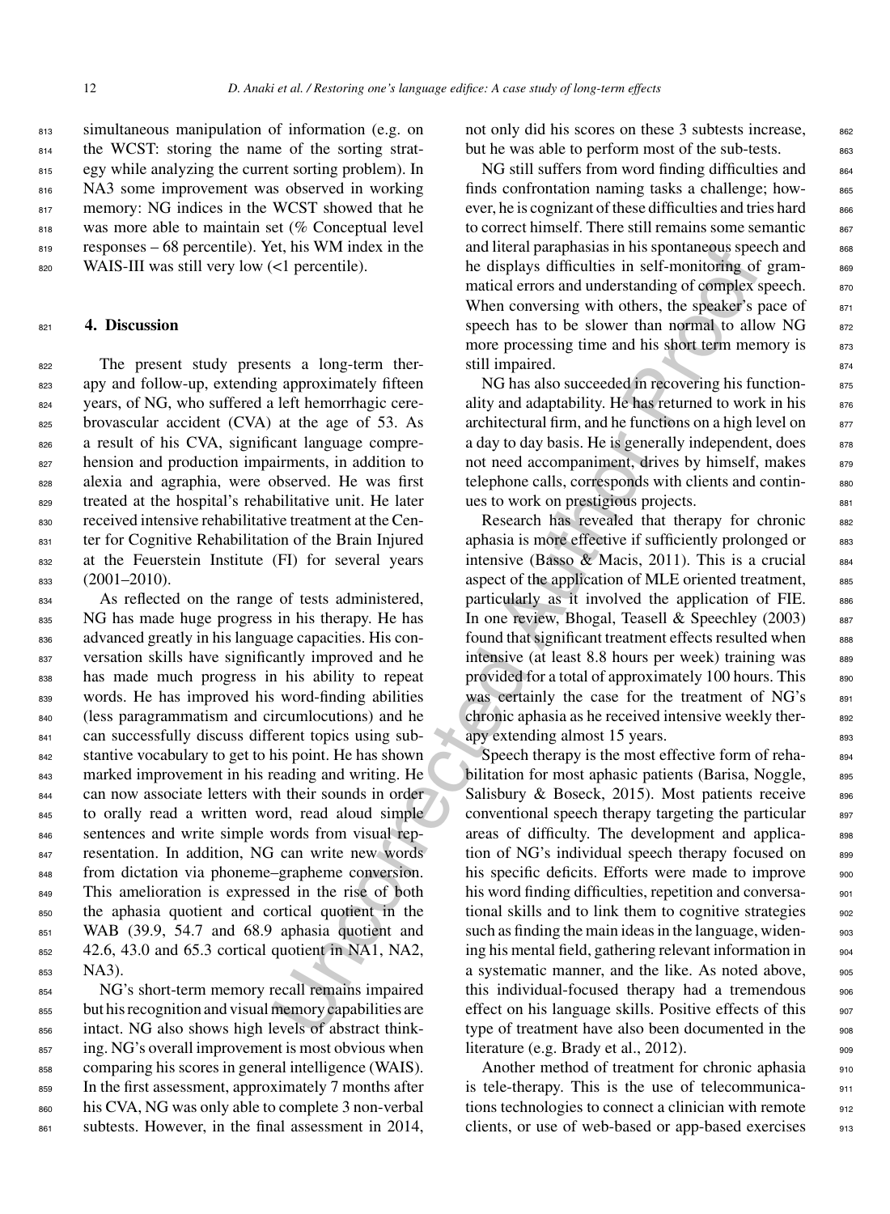simultaneous manipulation of information (e.g. on the WCST: storing the name of the sorting strategy while analyzing the current sorting problem). In NA3 some improvement was observed in working memory: NG indices in the WCST showed that he was more able to maintain set (% Conceptual level responses – 68 percentile). Yet, his WM index in the WAIS-III was still very low (<1 percentile).

## 4. Discussion

The present study presents a long-term therapy and follow-up, extending approximately fifteen years, of NG, who suffered a left hemorrhagic cerebrovascular accident (CVA) at the age of 53. As a result of his CVA, significant language comprehension and production impairments, in addition to alexia and agraphia, were observed. He was first treated at the hospital's rehabilitative unit. He later received intensive rehabilitative treatment at the Center for Cognitive Rehabilitation of the Brain Injured at the Feuerstein Institute (FI) for several years (2001–2010).

As reflected on the range of tests administered, NG has made huge progress in his therapy. He has advanced greatly in his language capacities. His conversation skills have significantly improved and he has made much progress in his ability to repeat words. He has improved his word-finding abilities (less paragrammatism and circumlocutions) and he can successfully discuss different topics using substantive vocabulary to get to his point. He has shown marked improvement in his reading and writing. He can now associate letters with their sounds in order to orally read a written word, read aloud simple sentences and write simple words from visual representation. In addition, NG can write new words from dictation via phoneme–grapheme conversion. This amelioration is expressed in the rise of both the aphasia quotient and cortical quotient in the WAB (39.9, 54.7 and 68.9 aphasia quotient and 42.6, 43.0 and 65.3 cortical quotient in NA1, NA2, NA3).

NG's short-term memory recall remains impaired but his recognition and visual memory capabilities are intact. NG also shows high levels of abstract thinking. NG's overall improvement is most obvious when comparing his scores in general intelligence (WAIS). In the first assessment, approximately 7 months after his CVA, NG was only able to complete 3 non-verbal subtests. However, in the final assessment in 2014, not only did his scores on these 3 subtests increase, but he was able to perform most of the sub-tests.

NG still suffers from word finding difficulties and finds confrontation naming tasks a challenge; however, he is cognizant of these difficulties and tries hard to correct himself. There still remains some semantic and literal paraphasias in his spontaneous speech and he displays difficulties in self-monitoring of grammatical errors and understanding of complex speech. When conversing with others, the speaker's pace of speech has to be slower than normal to allow NG more processing time and his short term memory is still impaired.

NG has also succeeded in recovering his functionality and adaptability. He has returned to work in his architectural firm, and he functions on a high level on a day to day basis. He is generally independent, does not need accompaniment, drives by himself, makes telephone calls, corresponds with clients and continues to work on prestigious projects.

Research has revealed that therapy for chronic aphasia is more effective if sufficiently prolonged or intensive (Basso & Macis, 2011). This is a crucial aspect of the application of MLE oriented treatment, particularly as it involved the application of FIE. In one review, Bhogal, Teasell & Speechley (2003) found that significant treatment effects resulted when intensive (at least 8.8 hours per week) training was provided for a total of approximately 100 hours. This was certainly the case for the treatment of NG's chronic aphasia as he received intensive weekly therapy extending almost 15 years.

Speech therapy is the most effective form of rehabilitation for most aphasic patients (Barisa, Noggle, Salisbury & Boseck, 2015). Most patients receive conventional speech therapy targeting the particular areas of difficulty. The development and application of NG's individual speech therapy focused on his specific deficits. Efforts were made to improve his word finding difficulties, repetition and conversational skills and to link them to cognitive strategies such as finding the main ideas in the language, widening his mental field, gathering relevant information in a systematic manner, and the like. As noted above, this individual-focused therapy had a tremendous effect on his language skills. Positive effects of this type of treatment have also been documented in the literature (e.g. Brady et al., 2012).

Another method of treatment for chronic aphasia is tele-therapy. This is the use of telecommunications technologies to connect a clinician with remote clients, or use of web-based or app-based exercises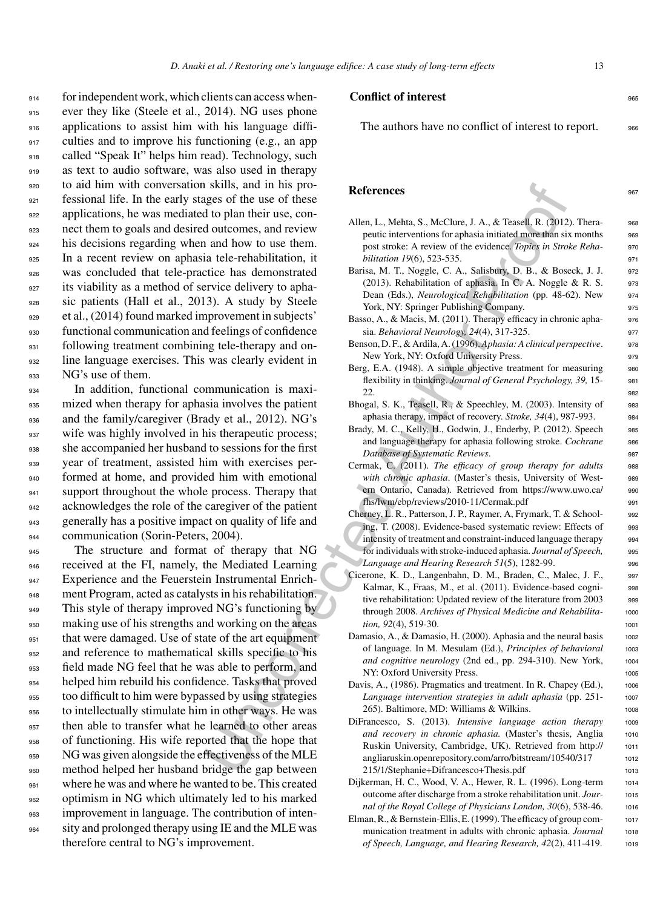for independent work, which clients can access whenever they like (Steele et al., 2014). NG uses phone applications to assist him with his language difficulties and to improve his functioning (e.g., an app called "Speak It" helps him read). Technology, such as text to audio software, was also used in therapy to aid him with conversation skills, and in his professional life. In the early stages of the use of these applications, he was mediated to plan their use, connect them to goals and desired outcomes, and review his decisions regarding when and how to use them. In a recent review on aphasia tele-rehabilitation, it was concluded that tele-practice has demonstrated its viability as a method of service delivery to aphasic patients (Hall et al., 2013). A study by Steele et al., (2014) found marked improvement in subjects' functional communication and feelings of confidence following treatment combining tele-therapy and online language exercises. This was clearly evident in NG's use of them.

In addition, functional communication is maximized when therapy for aphasia involves the patient and the family/caregiver (Brady et al., 2012). NG's wife was highly involved in his therapeutic process; she accompanied her husband to sessions for the first year of treatment, assisted him with exercises performed at home, and provided him with emotional support throughout the whole process. Therapy that acknowledges the role of the caregiver of the patient generally has a positive impact on quality of life and communication (Sorin-Peters, 2004).

The structure and format of therapy that NG received at the FI, namely, the Mediated Learning Experience and the Feuerstein Instrumental Enrichment Program, acted as catalysts in his rehabilitation. This style of therapy improved NG's functioning by making use of his strengths and working on the areas that were damaged. Use of state of the art equipment and reference to mathematical skills specific to his field made NG feel that he was able to perform, and helped him rebuild his confidence. Tasks that proved too difficult to him were bypassed by using strategies to intellectually stimulate him in other ways. He was then able to transfer what he learned to other areas of functioning. His wife reported that the hope that NG was given alongside the effectiveness of the MLE method helped her husband bridge the gap between where he was and where he wanted to be. This created optimism in NG which ultimately led to his marked improvement in language. The contribution of intensity and prolonged therapy using IE and the MLE was therefore central to NG's improvement.

## Conflict of interest

The authors have no conflict of interest to report.

## References

Allen, L., Mehta, S., McClure, J. A., & Teasell, R. (2012). Therapeutic interventions for aphasia initiated more than six months post stroke: A review of the evidence. *Topics in Stroke Rehabilitation 19*(6), 523-535.

Barisa, M. T., Noggle, C. A., Salisbury, D. B., & Boseck, J. J. (2013). Rehabilitation of aphasia. In C. A. Noggle & R. S. Dean (Eds.), *Neurological Rehabilitation* (pp. 48-62). New York, NY: Springer Publishing Company.

Basso, A., & Macis, M. (2011). Therapy efficacy in chronic aphasia. *Behavioral Neurology, 24*(4), 317-325.

Benson, D. F., & Ardila, A. (1996). *Aphasia: A clinical perspective*. New York, NY: Oxford University Press.

Berg, E.A. (1948). A simple objective treatment for measuring flexibility in thinking. *Journal of General Psychology, 39,* 15-22.

Bhogal, S. K., Teasell, R., & Speechley, M. (2003). Intensity of aphasia therapy, impact of recovery. *Stroke, 34*(4), 987-993.

Brady, M. C., Kelly, H., Godwin, J., Enderby, P. (2012). Speech and language therapy for aphasia following stroke. *Cochrane Database of Systematic Reviews*.

Cermak, C. (2011). *The efficacy of group therapy for adults with chronic aphasia*. (Master's thesis, University of Western Ontario, Canada). Retrieved from https://www.uwo.ca/fhs/lwm/ebp/reviews/2010-11/Cermak.pdf

Cherney, L. R., Patterson, J. P., Raymer, A, Frymark, T. & Schooling, T. (2008). Evidence-based systematic review: Effects of intensity of treatment and constraint-induced language therapy for individuals with stroke-induced aphasia. *Journal of Speech, Language and Hearing Research 51*(5), 1282-99.

Cicerone, K. D., Langenbahn, D. M., Braden, C., Malec, J. F., Kalmar, K., Fraas, M., et al. (2011). Evidence-based cognitive rehabilitation: Updated review of the literature from 2003 through 2008. *Archives of Physical Medicine and Rehabilitation, 92*(4), 519-30.

Damasio, A., & Damasio, H. (2000). Aphasia and the neural basis of language. In M. Mesulam (Ed.), *Principles of behavioral and cognitive neurology* (2nd ed., pp. 294-310). New York, NY: Oxford University Press.

Davis, A., (1986). Pragmatics and treatment. In R. Chapey (Ed.), *Language intervention strategies in adult aphasia* (pp. 251-265). Baltimore, MD: Williams & Wilkins.

DiFrancesco, S. (2013). *Intensive language action therapy and recovery in chronic aphasia.* (Master's thesis, Anglia Ruskin University, Cambridge, UK). Retrieved from http://angliaruskin.openrepository.com/arro/bitstream/10540/317215/1/Stephanie+Difrancesco+Thesis.pdf

Dijkerman, H. C., Wood, V. A., Hewer, R. L. (1996). Long-term outcome after discharge from a stroke rehabilitation unit. *Journal of the Royal College of Physicians London, 30*(6), 538-46.

Elman, R., & Bernstein-Ellis, E. (1999). The efficacy of group communication treatment in adults with chronic aphasia. *Journal of Speech, Language, and Hearing Research, 42*(2), 411-419.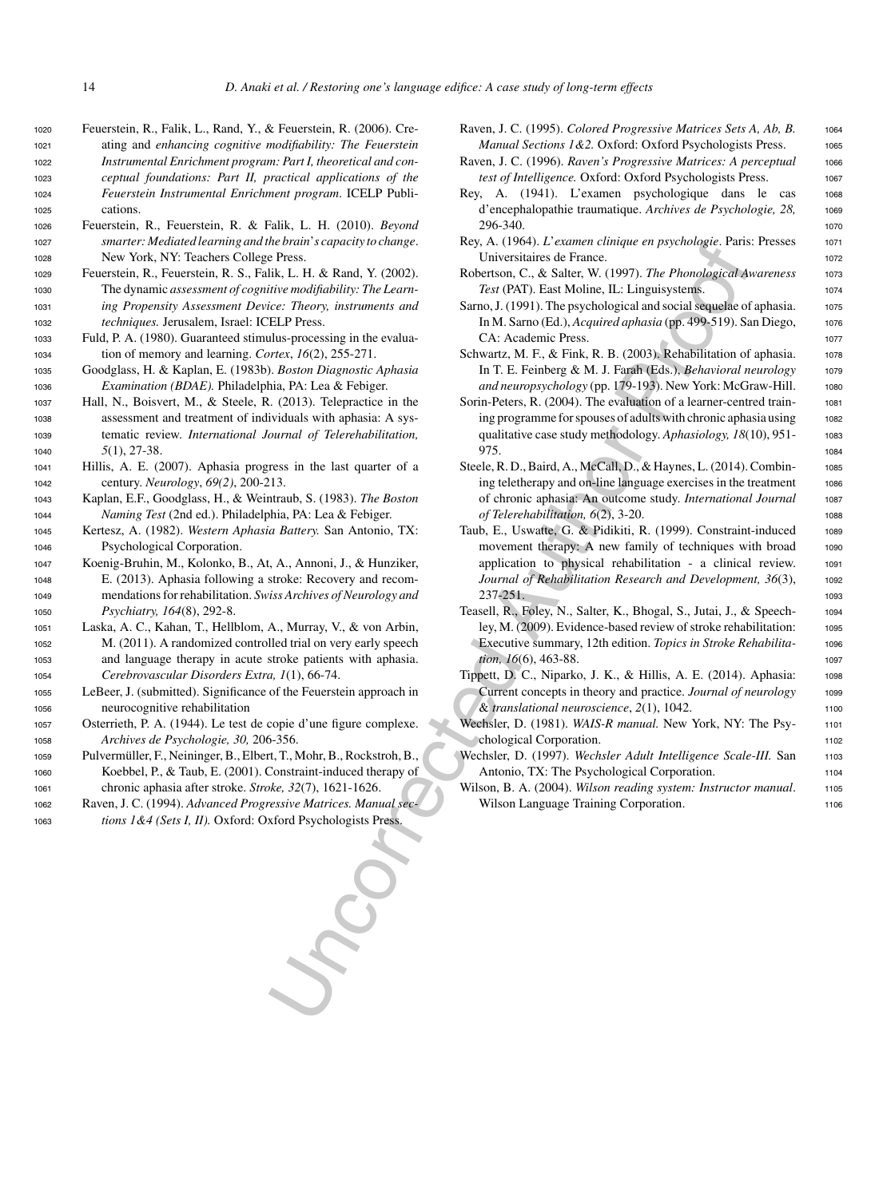Feuerstein, R., Falik, L., Rand, Y., & Feuerstein, R. (2006). Creating and *enhancing cognitive modifiability: The Feuerstein Instrumental Enrichment program: Part I, theoretical and conceptual foundations: Part II, practical applications of the Feuerstein Instrumental Enrichment program*. ICELP Publications.

Feuerstein, R., Feuerstein, R. & Falik, L. H. (2010). *Beyond smarter: Mediated learning and the brain's capacity to change*. New York, NY: Teachers College Press.

Feuerstein, R., Feuerstein, R. S., Falik, L. H. & Rand, Y. (2002). The dynamic *assessment of cognitive modifiability: The Learning Propensity Assessment Device: Theory, instruments and techniques.* Jerusalem, Israel: ICELP Press.

Fuld, P. A. (1980). Guaranteed stimulus-processing in the evaluation of memory and learning. *Cortex*, *16*(2), 255-271.

Goodglass, H. & Kaplan, E. (1983b). *Boston Diagnostic Aphasia Examination (BDAE).* Philadelphia, PA: Lea & Febiger.

Hall, N., Boisvert, M., & Steele, R. (2013). Telepractice in the assessment and treatment of individuals with aphasia: A systematic review. *International Journal of Telerehabilitation, 5*(1), 27-38.

Hillis, A. E. (2007). Aphasia progress in the last quarter of a century. *Neurology*, *69(2)*, 200-213.

Kaplan, E.F., Goodglass, H., & Weintraub, S. (1983). *The Boston Naming Test* (2nd ed.). Philadelphia, PA: Lea & Febiger.

Kertesz, A. (1982). *Western Aphasia Battery.* San Antonio, TX: Psychological Corporation.

Koenig-Bruhin, M., Kolonko, B., At, A., Annoni, J., & Hunziker, E. (2013). Aphasia following a stroke: Recovery and recommendations for rehabilitation. *Swiss Archives of Neurology and Psychiatry, 164*(8), 292-8.

Laska, A. C., Kahan, T., Hellblom, A., Murray, V., & von Arbin, M. (2011). A randomized controlled trial on very early speech and language therapy in acute stroke patients with aphasia. *Cerebrovascular Disorders Extra, 1*(1), 66-74.

LeBeer, J. (submitted). Significance of the Feuerstein approach in neurocognitive rehabilitation

Osterrieth, P. A. (1944). Le test de copie d'une figure complexe. *Archives de Psychologie, 30,* 206-356.

Pulvermüller, F., Neininger, B., Elbert, T., Mohr, B., Rockstroh, B., Koebbel, P., & Taub, E. (2001). Constraint-induced therapy of chronic aphasia after stroke. *Stroke, 32*(7), 1621-1626.

Raven, J. C. (1994). *Advanced Progressive Matrices. Manual sections 1&4 (Sets I, II).* Oxford: Oxford Psychologists Press.

Raven, J. C. (1995). *Colored Progressive Matrices Sets A, Ab, B. Manual Sections 1&2.* Oxford: Oxford Psychologists Press.

Raven, J. C. (1996). *Raven's Progressive Matrices: A perceptual test of Intelligence.* Oxford: Oxford Psychologists Press.

Rey, A. (1941). L'examen psychologique dans le cas d'encephalopathie traumatique. *Archives de Psychologie, 28,* 296-340.

Rey, A. (1964). *L'examen clinique en psychologie*. Paris: Presses Universitaires de France.

Robertson, C., & Salter, W. (1997). *The Phonological Awareness Test* (PAT). East Moline, IL: Linguisystems.

Sarno, J. (1991). The psychological and social sequelae of aphasia. In M. Sarno (Ed.), *Acquired aphasia* (pp. 499-519). San Diego, CA: Academic Press.

Schwartz, M. F., & Fink, R. B. (2003). Rehabilitation of aphasia. In T. E. Feinberg & M. J. Farah (Eds.), *Behavioral neurology and neuropsychology* (pp. 179-193). New York: McGraw-Hill.

Sorin-Peters, R. (2004). The evaluation of a learner-centred training programme for spouses of adults with chronic aphasia using qualitative case study methodology. *Aphasiology, 18*(10), 951-975.

Steele, R. D., Baird, A., McCall, D., & Haynes, L. (2014). Combining teletherapy and on-line language exercises in the treatment of chronic aphasia: An outcome study. *International Journal of Telerehabilitation, 6*(2), 3-20.

Taub, E., Uswatte, G. & Pidikiti, R. (1999). Constraint-induced movement therapy: A new family of techniques with broad application to physical rehabilitation - a clinical review. *Journal of Rehabilitation Research and Development, 36*(3), 237-251.

Teasell, R., Foley, N., Salter, K., Bhogal, S., Jutai, J., & Speechley, M. (2009). Evidence-based review of stroke rehabilitation: Executive summary, 12th edition. *Topics in Stroke Rehabilitation, 16*(6), 463-88.

Tippett, D. C., Niparko, J. K., & Hillis, A. E. (2014). Aphasia: Current concepts in theory and practice. *Journal of neurology & translational neuroscience*, *2*(1), 1042.

Wechsler, D. (1981). *WAIS-R manual.* New York, NY: The Psychological Corporation.

Wechsler, D. (1997). *Wechsler Adult Intelligence Scale-III.* San Antonio, TX: The Psychological Corporation.

Wilson, B. A. (2004). *Wilson reading system: Instructor manual*. Wilson Language Training Corporation.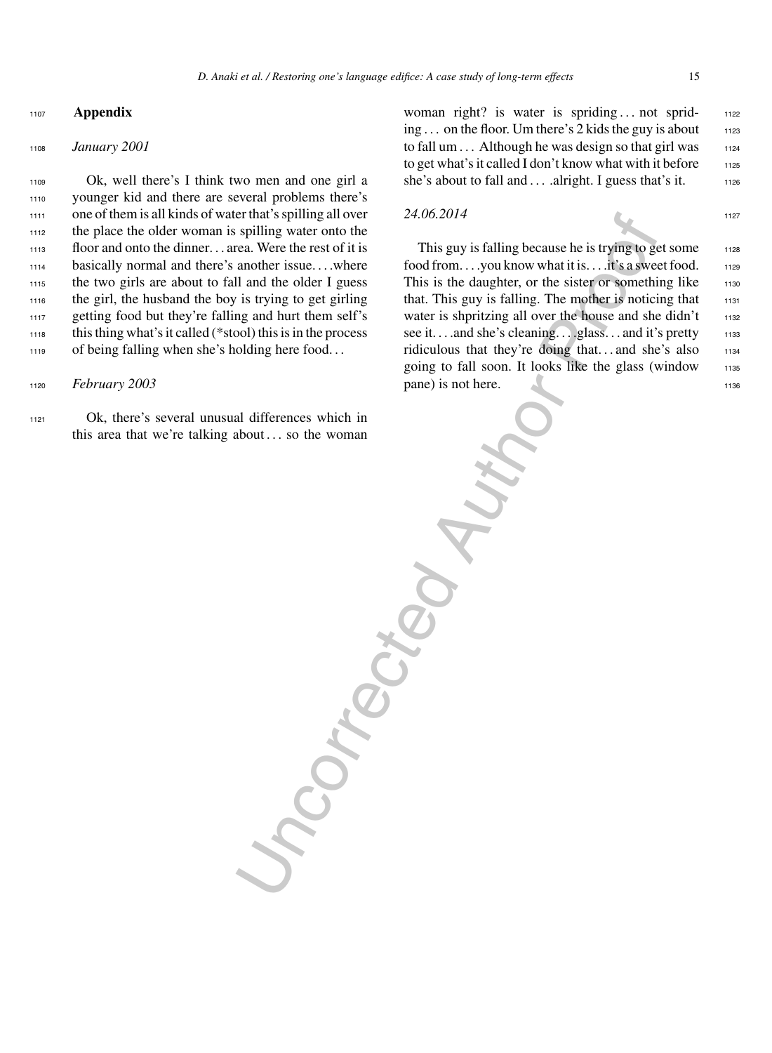## Appendix

*January 2001*

Ok, well there's I think two men and one girl a younger kid and there are several problems there's one of them is all kinds of water that's spilling all over the place the older woman is spilling water onto the floor and onto the dinner… area. Were the rest of it is basically normal and there's another issue….where the two girls are about to fall and the older I guess the girl, the husband the boy is trying to get girling getting food but they're falling and hurt them self's this thing what's it called (*stool) this is in the process of being falling when she's holding here food…

*February 2003*

Ok, there's several unusual differences which in this area that we're talking about… so the woman woman right? is water is spriding… not spriding… on the floor. Um there's 2 kids the guy is about to fall um… Although he was design so that girl was to get what's it called I don't know what with it before she's about to fall and… .alright. I guess that's it.

*24.06.2014*

This guy is falling because he is trying to get some food from….you know what it is….it's a sweet food. This is the daughter, or the sister or something like that. This guy is falling. The mother is noticing that water is shpritzing all over the house and she didn't see it….and she's cleaning….glass… and it's pretty ridiculous that they're doing that… and she's also going to fall soon. It looks like the glass (window pane) is not here.